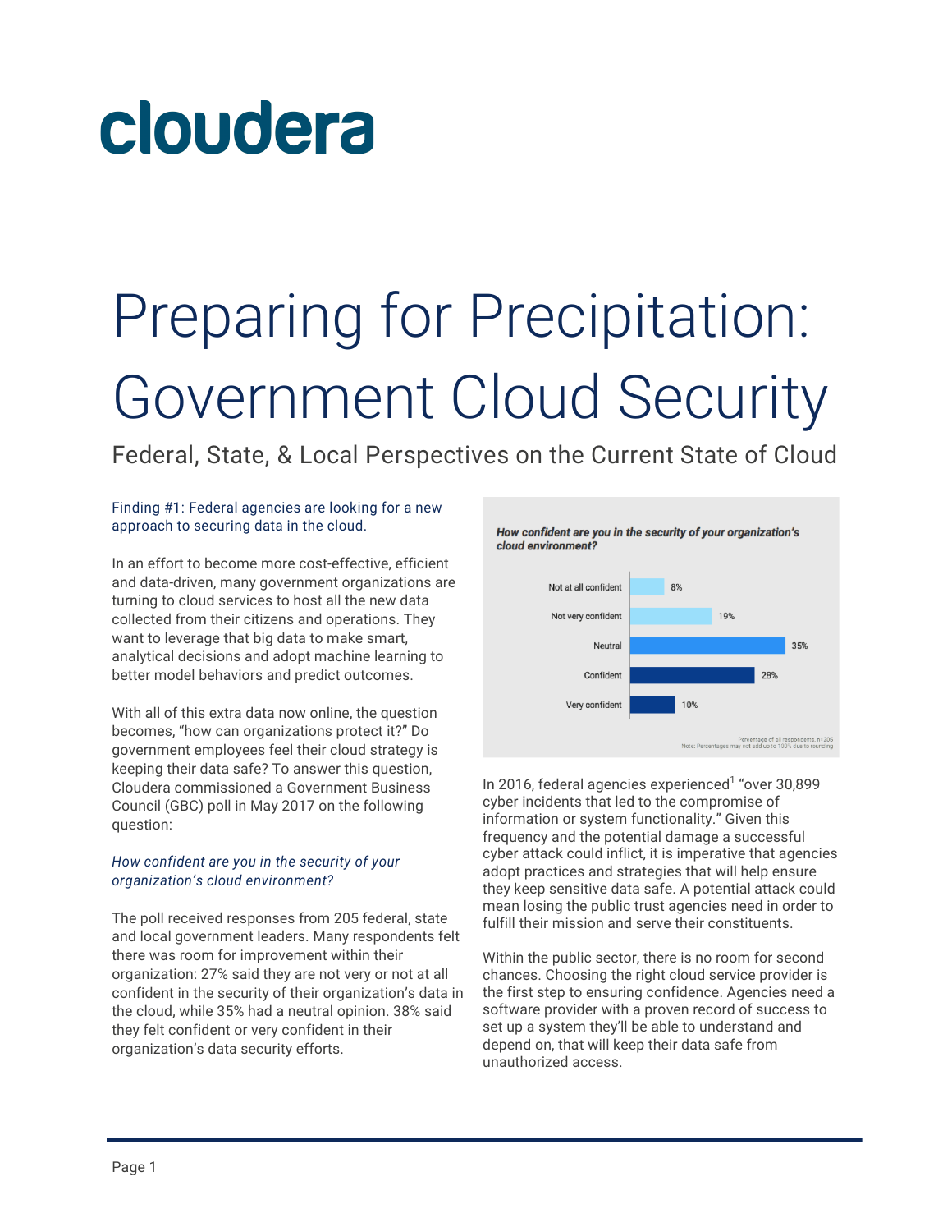cloudera

# Preparing for Precipitation: Government Cloud Security

## Federal, State, & Local Perspectives on the Current State of Cloud

### Finding #1: Federal agencies are looking for a new approach to securing data in the cloud.

In an effort to become more cost-effective, efficient and data-driven, many government organizations are turning to cloud services to host all the new data collected from their citizens and operations. They want to leverage that big data to make smart, analytical decisions and adopt machine learning to better model behaviors and predict outcomes.

With all of this extra data now online, the question becomes, "how can organizations protect it?" Do government employees feel their cloud strategy is keeping their data safe? To answer this question, Cloudera commissioned a Government Business Council (GBC) poll in May 2017 on the following question:

*How confident are you in the security of your organization's cloud environment?*

The poll received responses from 205 federal, state and local government leaders. Many respondents felt there was room for improvement within their organization: 27% said they are not very or not at all confident in the security of their organization's data in the cloud, while 35% had a neutral opinion. 38% said they felt confident or very confident in their organization's data security efforts.

***How confident are you in the security of your organization's cloud environment?***

| Response | Percentage |
|---|---|
| Not at all confident | 8% |
| Not very confident | 19% |
| Neutral | 35% |
| Confident | 28% |
| Very confident | 10% |

Percentage of all respondents, n=205
Note: Percentages may not add up to 100% due to rounding

In 2016, federal agencies experienced[1] "over 30,899 cyber incidents that led to the compromise of information or system functionality." Given this frequency and the potential damage a successful cyber attack could inflict, it is imperative that agencies adopt practices and strategies that will help ensure they keep sensitive data safe. A potential attack could mean losing the public trust agencies need in order to fulfill their mission and serve their constituents.

Within the public sector, there is no room for second chances. Choosing the right cloud service provider is the first step to ensuring confidence. Agencies need a software provider with a proven record of success to set up a system they'll be able to understand and depend on, that will keep their data safe from unauthorized access.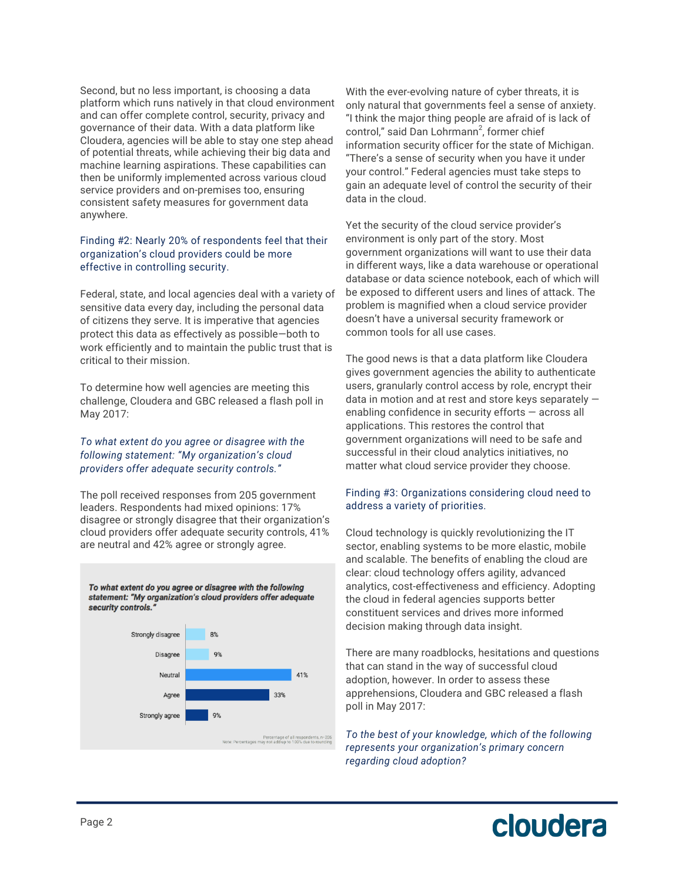Second, but no less important, is choosing a data platform which runs natively in that cloud environment and can offer complete control, security, privacy and governance of their data. With a data platform like Cloudera, agencies will be able to stay one step ahead of potential threats, while achieving their big data and machine learning aspirations. These capabilities can then be uniformly implemented across various cloud service providers and on-premises too, ensuring consistent safety measures for government data anywhere.

### Finding #2: Nearly 20% of respondents feel that their organization's cloud providers could be more effective in controlling security.

Federal, state, and local agencies deal with a variety of sensitive data every day, including the personal data of citizens they serve. It is imperative that agencies protect this data as effectively as possible—both to work efficiently and to maintain the public trust that is critical to their mission.

To determine how well agencies are meeting this challenge, Cloudera and GBC released a flash poll in May 2017:

*To what extent do you agree or disagree with the following statement: "My organization's cloud providers offer adequate security controls."*

The poll received responses from 205 government leaders. Respondents had mixed opinions: 17% disagree or strongly disagree that their organization's cloud providers offer adequate security controls, 41% are neutral and 42% agree or strongly agree.

**To what extent do you agree or disagree with the following statement: "My organization's cloud providers offer adequate security controls."**

| Response | Percentage |
| --- | --- |
| Strongly disagree | 8% |
| Disagree | 9% |
| Neutral | 41% |
| Agree | 33% |
| Strongly agree | 9% |

Percentage of all respondents, n=205
Note: Percentages may not add up to 100% due to rounding

With the ever-evolving nature of cyber threats, it is only natural that governments feel a sense of anxiety. "I think the major thing people are afraid of is lack of control," said Dan Lohrmann[2], former chief information security officer for the state of Michigan. "There's a sense of security when you have it under your control." Federal agencies must take steps to gain an adequate level of control the security of their data in the cloud.

Yet the security of the cloud service provider's environment is only part of the story. Most government organizations will want to use their data in different ways, like a data warehouse or operational database or data science notebook, each of which will be exposed to different users and lines of attack. The problem is magnified when a cloud service provider doesn't have a universal security framework or common tools for all use cases.

The good news is that a data platform like Cloudera gives government agencies the ability to authenticate users, granularly control access by role, encrypt their data in motion and at rest and store keys separately — enabling confidence in security efforts — across all applications. This restores the control that government organizations will need to be safe and successful in their cloud analytics initiatives, no matter what cloud service provider they choose.

### Finding #3: Organizations considering cloud need to address a variety of priorities.

Cloud technology is quickly revolutionizing the IT sector, enabling systems to be more elastic, mobile and scalable. The benefits of enabling the cloud are clear: cloud technology offers agility, advanced analytics, cost-effectiveness and efficiency. Adopting the cloud in federal agencies supports better constituent services and drives more informed decision making through data insight.

There are many roadblocks, hesitations and questions that can stand in the way of successful cloud adoption, however. In order to assess these apprehensions, Cloudera and GBC released a flash poll in May 2017:

*To the best of your knowledge, which of the following represents your organization's primary concern regarding cloud adoption?*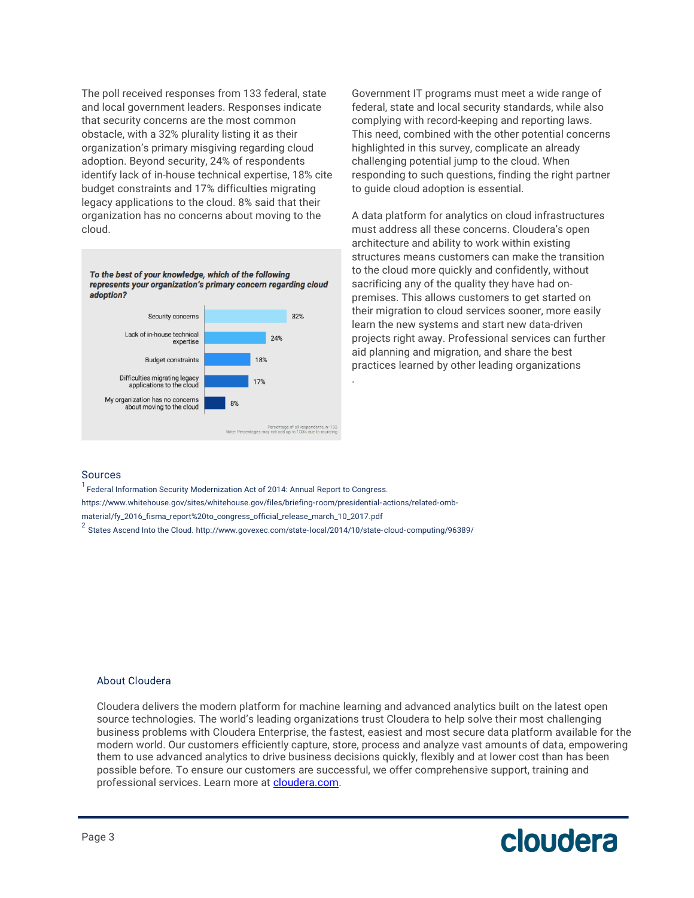The poll received responses from 133 federal, state and local government leaders. Responses indicate that security concerns are the most common obstacle, with a 32% plurality listing it as their organization's primary misgiving regarding cloud adoption. Beyond security, 24% of respondents identify lack of in-house technical expertise, 18% cite budget constraints and 17% difficulties migrating legacy applications to the cloud. 8% said that their organization has no concerns about moving to the cloud.

***To the best of your knowledge, which of the following represents your organization's primary concern regarding cloud adoption?***

Security concerns
32%
Lack of in-house technical expertise
24%
Budget constraints
18%
Difficulties migrating legacy applications to the cloud
17%
My organization has no concerns about moving to the cloud
8%

Percentage of all respondents, n=133
Note: Percentages may not add up to 100% due to rounding

Government IT programs must meet a wide range of federal, state and local security standards, while also complying with record-keeping and reporting laws. This need, combined with the other potential concerns highlighted in this survey, complicate an already challenging potential jump to the cloud. When responding to such questions, finding the right partner to guide cloud adoption is essential.

A data platform for analytics on cloud infrastructures must address all these concerns. Cloudera's open architecture and ability to work within existing structures means customers can make the transition to the cloud more quickly and confidently, without sacrificing any of the quality they have had on-premises. This allows customers to get started on their migration to cloud services sooner, more easily learn the new systems and start new data-driven projects right away. Professional services can further aid planning and migration, and share the best practices learned by other leading organizations

.

## Sources

[1] Federal Information Security Modernization Act of 2014: Annual Report to Congress. https://www.whitehouse.gov/sites/whitehouse.gov/files/briefing-room/presidential-actions/related-omb-material/fy_2016_fisma_report%20to_congress_official_release_march_10_2017.pdf

[2] States Ascend Into the Cloud. http://www.govexec.com/state-local/2014/10/state-cloud-computing/96389/

## About Cloudera

Cloudera delivers the modern platform for machine learning and advanced analytics built on the latest open source technologies. The world's leading organizations trust Cloudera to help solve their most challenging business problems with Cloudera Enterprise, the fastest, easiest and most secure data platform available for the modern world. Our customers efficiently capture, store, process and analyze vast amounts of data, empowering them to use advanced analytics to drive business decisions quickly, flexibly and at lower cost than has been possible before. To ensure our customers are successful, we offer comprehensive support, training and professional services. Learn more at [cloudera.com](cloudera.com).